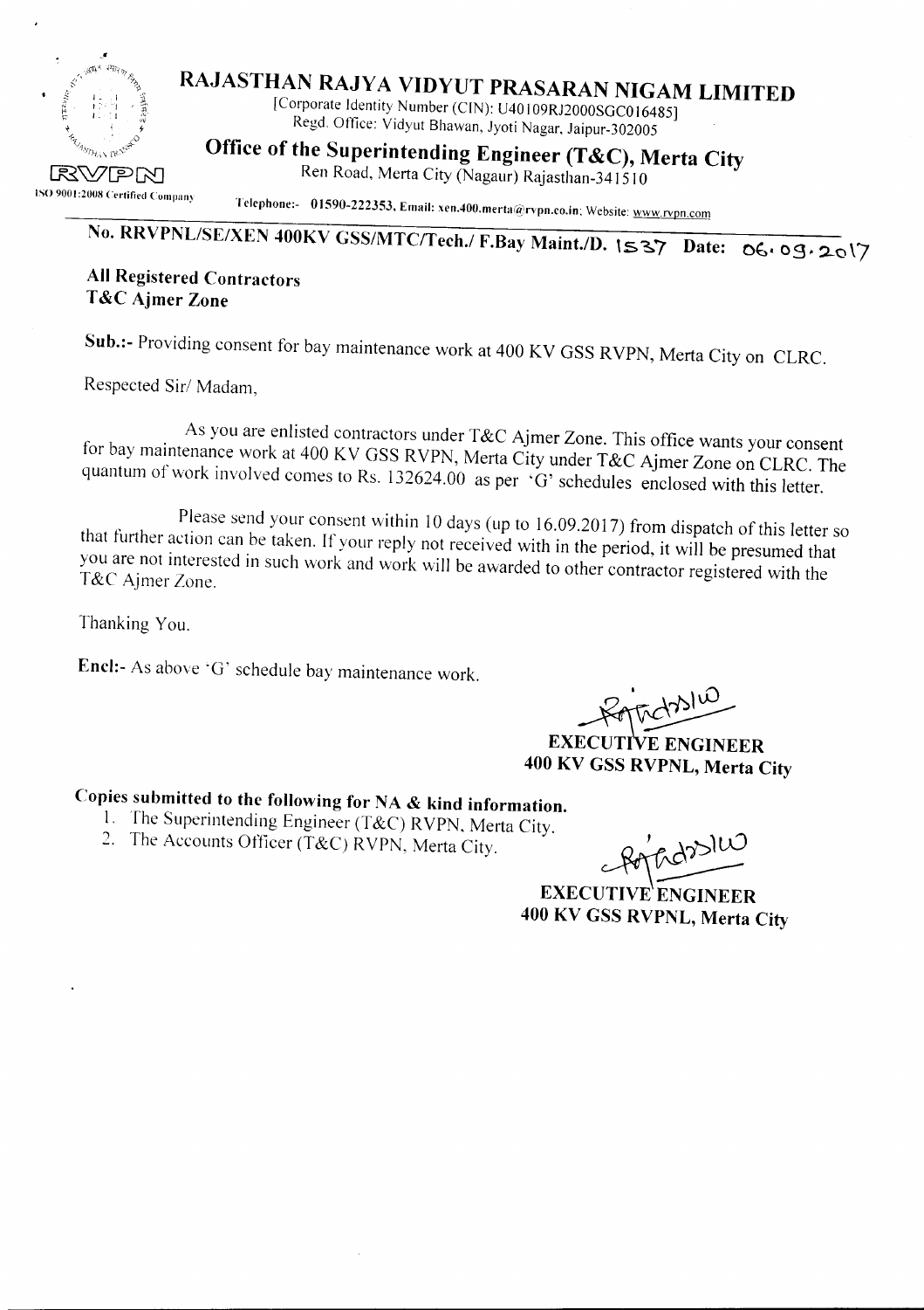# RAJASTHAN RAJYA VIDYUT PRASARAN NIGAM LIMITED

[Corporate Identity Number (CIN): U40109RJ2000SGC016485]
Regd. Office: Vidyut Bhawan, Jyoti Nagar, Jaipur-302005

## Office of the Superintending Engineer (T&C), Merta City

Ren Road, Merta City (Nagaur) Rajasthan-341510

RVPN

ISO 9001:2008 Certified Company

Telephone:- 01590-222353, Email: xen.400.merta@rvpn.co.in; Website: www.rvpn.com

**No. RRVPNL/SE/XEN 400KV GSS/MTC/Tech./ F.Bay Maint./D. 1537 Date: 06.09.2017**

**All Registered Contractors**
**T&C Ajmer Zone**

**Sub.:-** Providing consent for bay maintenance work at 400 KV GSS RVPN, Merta City on CLRC.

Respected Sir/ Madam,

As you are enlisted contractors under T&C Ajmer Zone. This office wants your consent for bay maintenance work at 400 KV GSS RVPN, Merta City under T&C Ajmer Zone on CLRC. The quantum of work involved comes to Rs. 132624.00 as per 'G' schedules enclosed with this letter.

Please send your consent within 10 days (up to 16.09.2017) from dispatch of this letter so that further action can be taken. If your reply not received with in the period, it will be presumed that you are not interested in such work and work will be awarded to other contractor registered with the T&C Ajmer Zone.

Thanking You.

**Encl:-** As above 'G' schedule bay maintenance work.

**EXECUTIVE ENGINEER**
**400 KV GSS RVPNL, Merta City**

**Copies submitted to the following for NA & kind information.**

1. The Superintending Engineer (T&C) RVPN, Merta City.
2. The Accounts Officer (T&C) RVPN, Merta City.

**EXECUTIVE ENGINEER**
**400 KV GSS RVPNL, Merta City**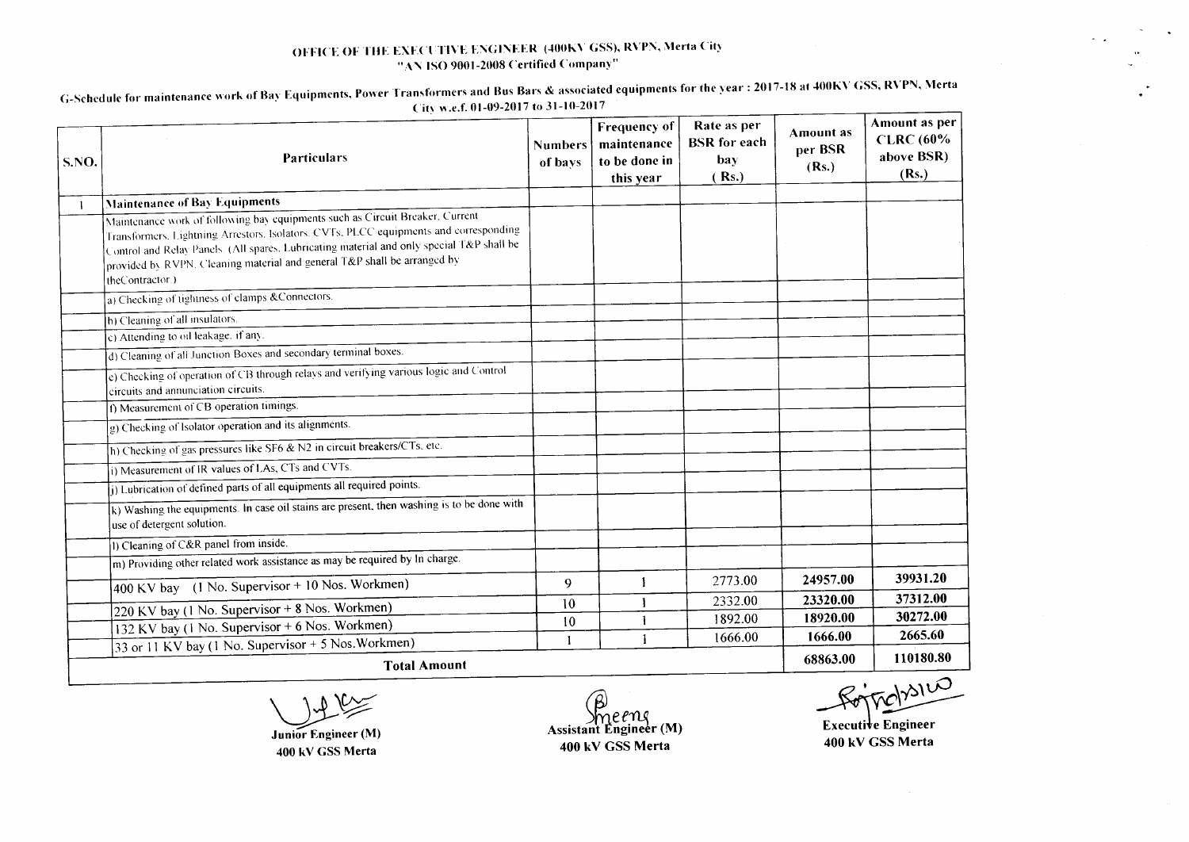**OFFICE OF THE EXECUTIVE ENGINEER (400KV GSS), RVPN, Merta City**
**"AN ISO 9001-2008 Certified Company"**

**G-Schedule for maintenance work of Bay Equipments, Power Transformers and Bus Bars & associated equipments for the year : 2017-18 at 400KV GSS, RVPN, Merta City w.e.f. 01-09-2017 to 31-10-2017**

| S.NO. | Particulars | Numbers of bays | Frequency of maintenance to be done in this year | Rate as per BSR for each bay (Rs.) | Amount as per BSR (Rs.) | Amount as per CLRC (60% above BSR) (Rs.) |
|---|---|---|---|---|---|---|
| 1 | **Maintenance of Bay Equipments** | | | | | |
| | Maintenance work of following bay equipments such as Circuit Breaker, Current Transformers, Lightning Arrestors, Isolators, CVTs, PLCC equipments and corresponding Control and Relay Panels. (All spares, Lubricating material and only special T&P shall be provided by RVPN. Cleaning material and general T&P shall be arranged by theContractor.) | | | | | |
| | a) Checking of tightness of clamps &Connectors. | | | | | |
| | b) Cleaning of all insulators. | | | | | |
| | c) Attending to oil leakage, if any. | | | | | |
| | d) Cleaning of all Junction Boxes and secondary terminal boxes. | | | | | |
| | e) Checking of operation of CB through relays and verifying various logic and Control circuits and annunciation circuits. | | | | | |
| | f) Measurement of CB operation timings. | | | | | |
| | g) Checking of Isolator operation and its alignments. | | | | | |
| | h) Checking of gas pressures like SF6 & N2 in circuit breakers/CTs, etc. | | | | | |
| | i) Measurement of IR values of LAs, CTs and CVTs. | | | | | |
| | j) Lubrication of defined parts of all equipments all required points. | | | | | |
| | k) Washing the equipments. In case oil stains are present, then washing is to be done with use of detergent solution. | | | | | |
| | l) Cleaning of C&R panel from inside. | | | | | |
| | m) Providing other related work assistance as may be required by In charge. | | | | | |
| | 400 KV bay (1 No. Supervisor + 10 Nos. Workmen) | 9 | 1 | 2773.00 | **24957.00** | **39931.20** |
| | 220 KV bay (1 No. Supervisor + 8 Nos. Workmen) | 10 | 1 | 2332.00 | **23320.00** | **37312.00** |
| | 132 KV bay (1 No. Supervisor + 6 Nos. Workmen) | 10 | 1 | 1892.00 | **18920.00** | **30272.00** |
| | 33 or 11 KV bay (1 No. Supervisor + 5 Nos.Workmen) | 1 | 1 | 1666.00 | **1666.00** | **2665.60** |
| | **Total Amount** | | | | **68863.00** | **110180.80** |

Junior Engineer (M)
400 kV GSS Merta

Assistant Engineer (M)
400 kV GSS Merta

Executive Engineer
400 kV GSS Merta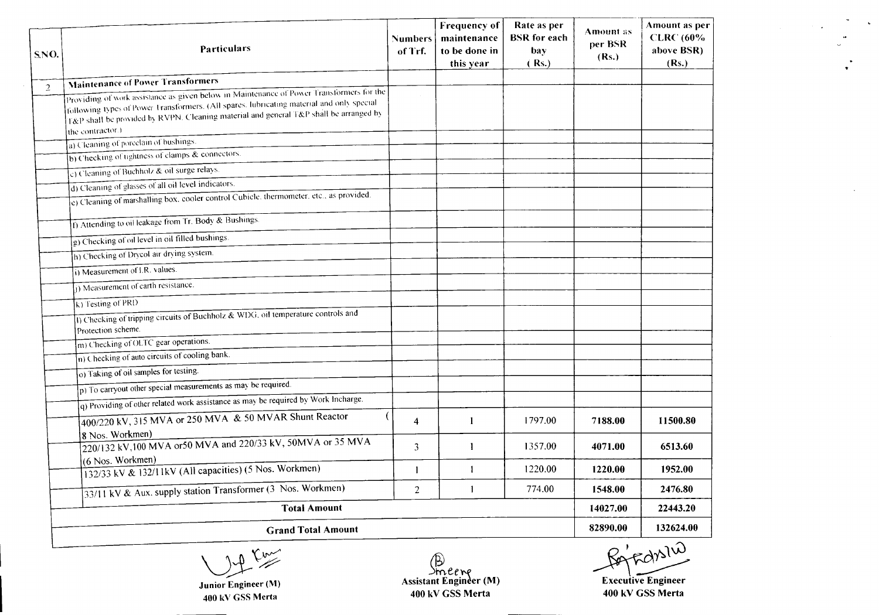| S.NO. | Particulars | Numbers of Trf. | Frequency of maintenance to be done in this year | Rate as per BSR for each bay (Rs.) | Amount as per BSR (Rs.) | Amount as per CLRC (60% above BSR) (Rs.) |
|---|---|---|---|---|---|---|
| 2 | **Maintenance of Power Transformers** | | | | | |
| | Providing of work assistance as given below in Maintenance of Power Transformers for the following types of Power Transformers. (All spares, lubricating material and only special T&P shall be provided by RVPN. Cleaning material and general T&P shall be arranged by the contractor.) | | | | | |
| | a) Cleaning of porcelain of bushings. | | | | | |
| | b) Checking of tightness of clamps & connectors. | | | | | |
| | c) Cleaning of Buchholz & oil surge relays. | | | | | |
| | d) Cleaning of glasses of all oil level indicators. | | | | | |
| | e) Cleaning of marshalling box, cooler control Cubicle, thermometer, etc., as provided. | | | | | |
| | f) Attending to oil leakage from Tr. Body & Bushings. | | | | | |
| | g) Checking of oil level in oil filled bushings. | | | | | |
| | h) Checking of Drycol air drying system. | | | | | |
| | i) Measurement of I.R. values. | | | | | |
| | j) Measurement of earth resistance. | | | | | |
| | k) Testing of PRD | | | | | |
| | l) Checking of tripping circuits of Buchholz & WDG. oil temperature controls and Protection scheme. | | | | | |
| | m) Checking of OLTC gear operations. | | | | | |
| | n) Checking of auto circuits of cooling bank. | | | | | |
| | o) Taking of oil samples for testing. | | | | | |
| | p) To carryout other special measurements as may be required. | | | | | |
| | q) Providing of other related work assistance as may be required by Work Incharge. | | | | | |
| | 400/220 kV, 315 MVA or 250 MVA & 50 MVAR Shunt Reactor (8 Nos. Workmen) | 4 | 1 | 1797.00 | 7188.00 | 11500.80 |
| | 220/132 kV,100 MVA or50 MVA and 220/33 kV, 50MVA or 35 MVA (6 Nos. Workmen) | 3 | 1 | 1357.00 | 4071.00 | 6513.60 |
| | 132/33 kV & 132/11kV (All capacities) (5 Nos. Workmen) | 1 | 1 | 1220.00 | 1220.00 | 1952.00 |
| | 33/11 kV & Aux. supply station Transformer (3 Nos. Workmen) | 2 | 1 | 774.00 | 1548.00 | 2476.80 |
| | **Total Amount** | | | | **14027.00** | **22443.20** |
| | **Grand Total Amount** | | | | **82890.00** | **132624.00** |

**Junior Engineer (M)**
**400 kV GSS Merta**

**Assistant Engineer (M)**
**400 kV GSS Merta**

**Executive Engineer**
**400 kV GSS Merta**